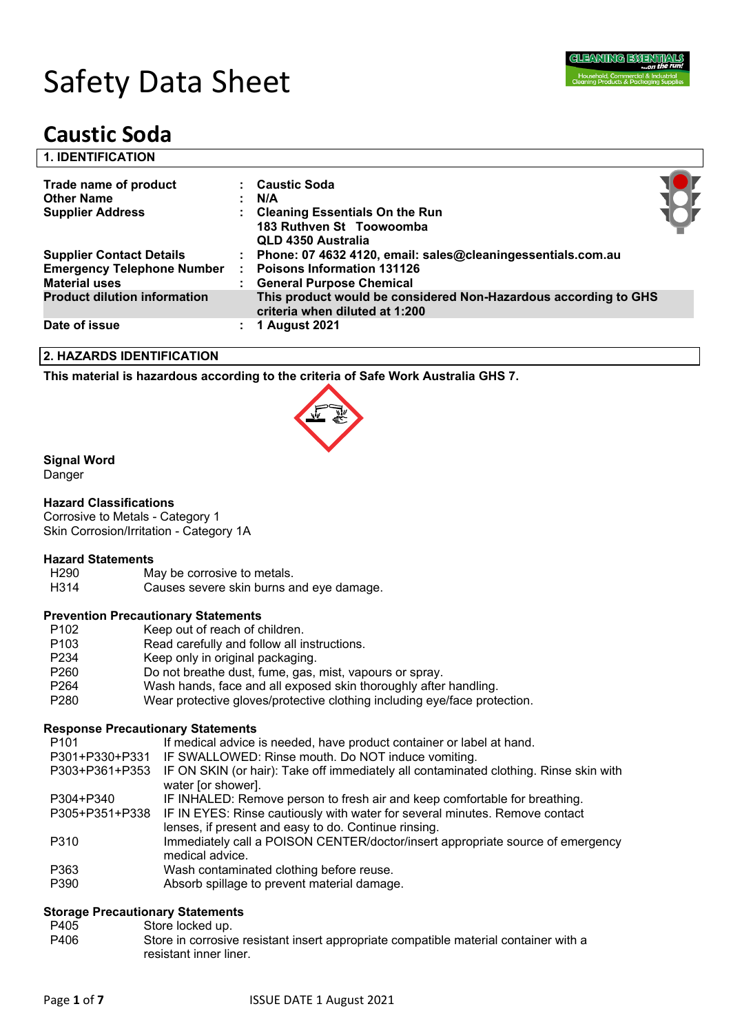# Safety Data Sheet

# Caustic Soda

## 1. IDENTIFICATION

| | | |
|---|---|---|
| **Trade name of product** | : | **Caustic Soda** |
| **Other Name** | : | **N/A** |
| **Supplier Address** | : | **Cleaning Essentials On the Run**<br>**183 Ruthven St Toowoomba**<br>**QLD 4350 Australia** |
| **Supplier Contact Details** | : | **Phone: 07 4632 4120, email: sales@cleaningessentials.com.au** |
| **Emergency Telephone Number** | : | **Poisons Information 131126** |
| **Material uses** | : | **General Purpose Chemical** |
| **Product dilution information** | | **This product would be considered Non-Hazardous according to GHS criteria when diluted at 1:200** |
| **Date of issue** | : | **1 August 2021** |

## 2. HAZARDS IDENTIFICATION

**This material is hazardous according to the criteria of Safe Work Australia GHS 7.**

**Signal Word**

Danger

**Hazard Classifications**

Corrosive to Metals - Category 1

Skin Corrosion/Irritation - Category 1A

**Hazard Statements**

| | |
|---|---|
| H290 | May be corrosive to metals. |
| H314 | Causes severe skin burns and eye damage. |

**Prevention Precautionary Statements**

| | |
|---|---|
| P102 | Keep out of reach of children. |
| P103 | Read carefully and follow all instructions. |
| P234 | Keep only in original packaging. |
| P260 | Do not breathe dust, fume, gas, mist, vapours or spray. |
| P264 | Wash hands, face and all exposed skin thoroughly after handling. |
| P280 | Wear protective gloves/protective clothing including eye/face protection. |

**Response Precautionary Statements**

| | |
|---|---|
| P101 | If medical advice is needed, have product container or label at hand. |
| P301+P330+P331 | IF SWALLOWED: Rinse mouth. Do NOT induce vomiting. |
| P303+P361+P353 | IF ON SKIN (or hair): Take off immediately all contaminated clothing. Rinse skin with water [or shower]. |
| P304+P340 | IF INHALED: Remove person to fresh air and keep comfortable for breathing. |
| P305+P351+P338 | IF IN EYES: Rinse cautiously with water for several minutes. Remove contact lenses, if present and easy to do. Continue rinsing. |
| P310 | Immediately call a POISON CENTER/doctor/insert appropriate source of emergency medical advice. |
| P363 | Wash contaminated clothing before reuse. |
| P390 | Absorb spillage to prevent material damage. |

**Storage Precautionary Statements**

| | |
|---|---|
| P405 | Store locked up. |
| P406 | Store in corrosive resistant insert appropriate compatible material container with a resistant inner liner. |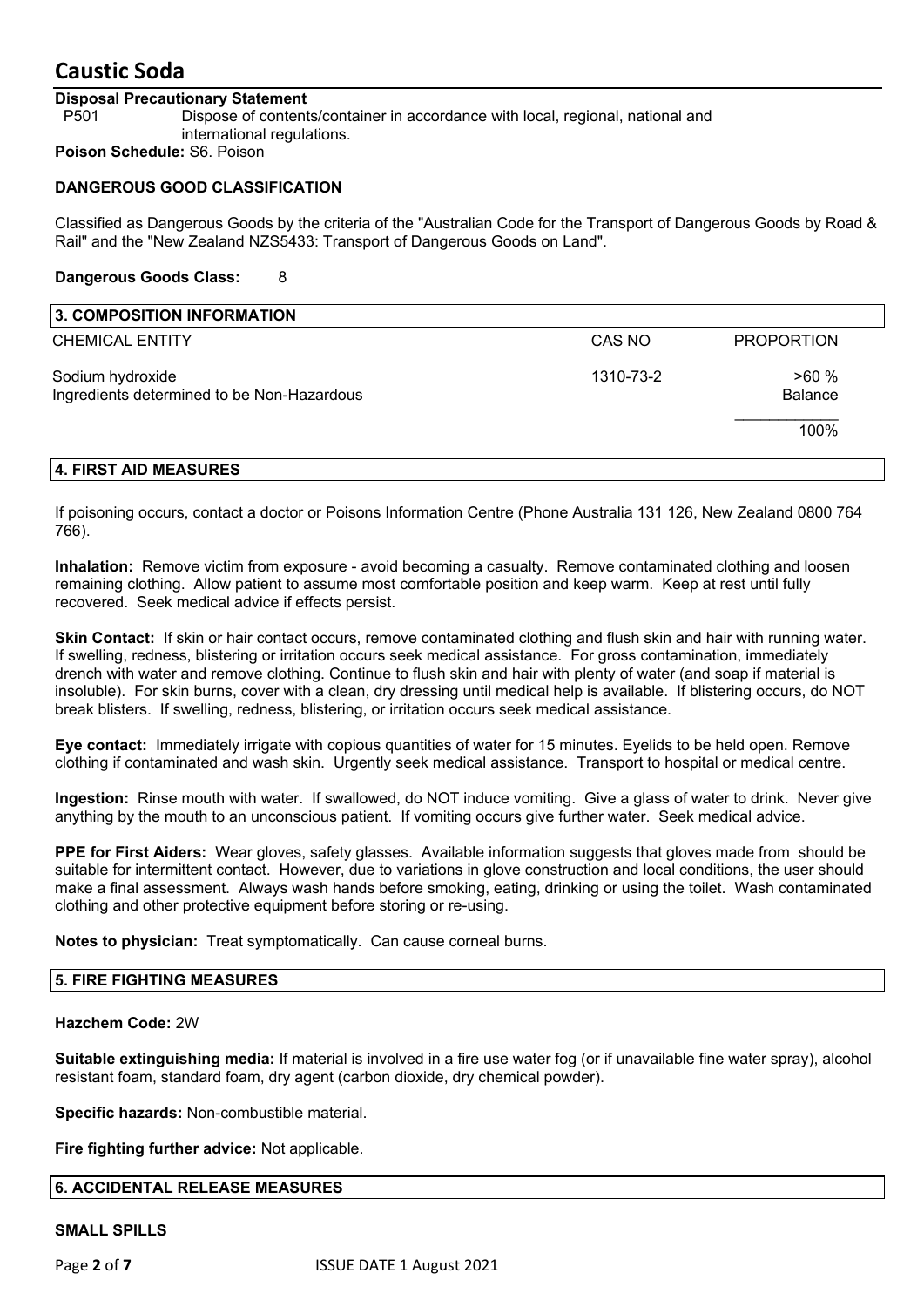**Disposal Precautionary Statement**

P501 Dispose of contents/container in accordance with local, regional, national and international regulations.

**Poison Schedule:** S6. Poison

**DANGEROUS GOOD CLASSIFICATION**

Classified as Dangerous Goods by the criteria of the "Australian Code for the Transport of Dangerous Goods by Road & Rail" and the "New Zealand NZS5433: Transport of Dangerous Goods on Land".

**Dangerous Goods Class:** 8

## 3. COMPOSITION INFORMATION

| CHEMICAL ENTITY | CAS NO | PROPORTION |
|---|---|---|
| Sodium hydroxide | 1310-73-2 | >60 % |
| Ingredients determined to be Non-Hazardous | | Balance |
| | | 100% |

## 4. FIRST AID MEASURES

If poisoning occurs, contact a doctor or Poisons Information Centre (Phone Australia 131 126, New Zealand 0800 764 766).

**Inhalation:** Remove victim from exposure - avoid becoming a casualty. Remove contaminated clothing and loosen remaining clothing. Allow patient to assume most comfortable position and keep warm. Keep at rest until fully recovered. Seek medical advice if effects persist.

**Skin Contact:** If skin or hair contact occurs, remove contaminated clothing and flush skin and hair with running water. If swelling, redness, blistering or irritation occurs seek medical assistance. For gross contamination, immediately drench with water and remove clothing. Continue to flush skin and hair with plenty of water (and soap if material is insoluble). For skin burns, cover with a clean, dry dressing until medical help is available. If blistering occurs, do NOT break blisters. If swelling, redness, blistering, or irritation occurs seek medical assistance.

**Eye contact:** Immediately irrigate with copious quantities of water for 15 minutes. Eyelids to be held open. Remove clothing if contaminated and wash skin. Urgently seek medical assistance. Transport to hospital or medical centre.

**Ingestion:** Rinse mouth with water. If swallowed, do NOT induce vomiting. Give a glass of water to drink. Never give anything by the mouth to an unconscious patient. If vomiting occurs give further water. Seek medical advice.

**PPE for First Aiders:** Wear gloves, safety glasses. Available information suggests that gloves made from should be suitable for intermittent contact. However, due to variations in glove construction and local conditions, the user should make a final assessment. Always wash hands before smoking, eating, drinking or using the toilet. Wash contaminated clothing and other protective equipment before storing or re-using.

**Notes to physician:** Treat symptomatically. Can cause corneal burns.

## 5. FIRE FIGHTING MEASURES

**Hazchem Code:** 2W

**Suitable extinguishing media:** If material is involved in a fire use water fog (or if unavailable fine water spray), alcohol resistant foam, standard foam, dry agent (carbon dioxide, dry chemical powder).

**Specific hazards:** Non-combustible material.

**Fire fighting further advice:** Not applicable.

## 6. ACCIDENTAL RELEASE MEASURES

**SMALL SPILLS**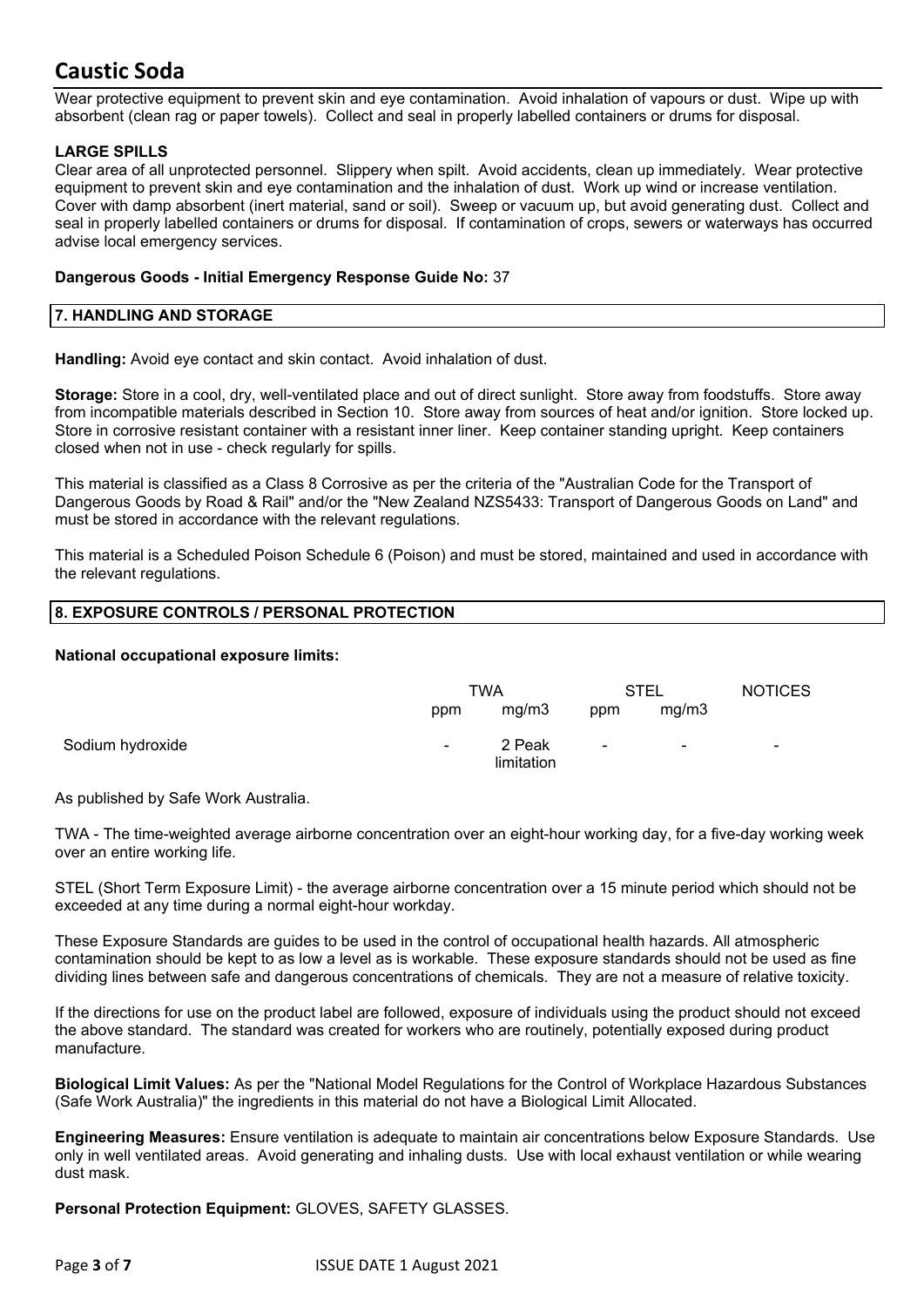Wear protective equipment to prevent skin and eye contamination. Avoid inhalation of vapours or dust. Wipe up with absorbent (clean rag or paper towels). Collect and seal in properly labelled containers or drums for disposal.

**LARGE SPILLS**

Clear area of all unprotected personnel. Slippery when spilt. Avoid accidents, clean up immediately. Wear protective equipment to prevent skin and eye contamination and the inhalation of dust. Work up wind or increase ventilation. Cover with damp absorbent (inert material, sand or soil). Sweep or vacuum up, but avoid generating dust. Collect and seal in properly labelled containers or drums for disposal. If contamination of crops, sewers or waterways has occurred advise local emergency services.

**Dangerous Goods - Initial Emergency Response Guide No:** 37

## 7. HANDLING AND STORAGE

**Handling:** Avoid eye contact and skin contact. Avoid inhalation of dust.

**Storage:** Store in a cool, dry, well-ventilated place and out of direct sunlight. Store away from foodstuffs. Store away from incompatible materials described in Section 10. Store away from sources of heat and/or ignition. Store locked up. Store in corrosive resistant container with a resistant inner liner. Keep container standing upright. Keep containers closed when not in use - check regularly for spills.

This material is classified as a Class 8 Corrosive as per the criteria of the "Australian Code for the Transport of Dangerous Goods by Road & Rail" and/or the "New Zealand NZS5433: Transport of Dangerous Goods on Land" and must be stored in accordance with the relevant regulations.

This material is a Scheduled Poison Schedule 6 (Poison) and must be stored, maintained and used in accordance with the relevant regulations.

## 8. EXPOSURE CONTROLS / PERSONAL PROTECTION

**National occupational exposure limits:**

| | TWA | | STEL | | NOTICES |
|---|---|---|---|---|---|
| | ppm | mg/m3 | ppm | mg/m3 | |
| Sodium hydroxide | - | 2 Peak limitation | - | - | - |

As published by Safe Work Australia.

TWA - The time-weighted average airborne concentration over an eight-hour working day, for a five-day working week over an entire working life.

STEL (Short Term Exposure Limit) - the average airborne concentration over a 15 minute period which should not be exceeded at any time during a normal eight-hour workday.

These Exposure Standards are guides to be used in the control of occupational health hazards. All atmospheric contamination should be kept to as low a level as is workable. These exposure standards should not be used as fine dividing lines between safe and dangerous concentrations of chemicals. They are not a measure of relative toxicity.

If the directions for use on the product label are followed, exposure of individuals using the product should not exceed the above standard. The standard was created for workers who are routinely, potentially exposed during product manufacture.

**Biological Limit Values:** As per the "National Model Regulations for the Control of Workplace Hazardous Substances (Safe Work Australia)" the ingredients in this material do not have a Biological Limit Allocated.

**Engineering Measures:** Ensure ventilation is adequate to maintain air concentrations below Exposure Standards. Use only in well ventilated areas. Avoid generating and inhaling dusts. Use with local exhaust ventilation or while wearing dust mask.

**Personal Protection Equipment:** GLOVES, SAFETY GLASSES.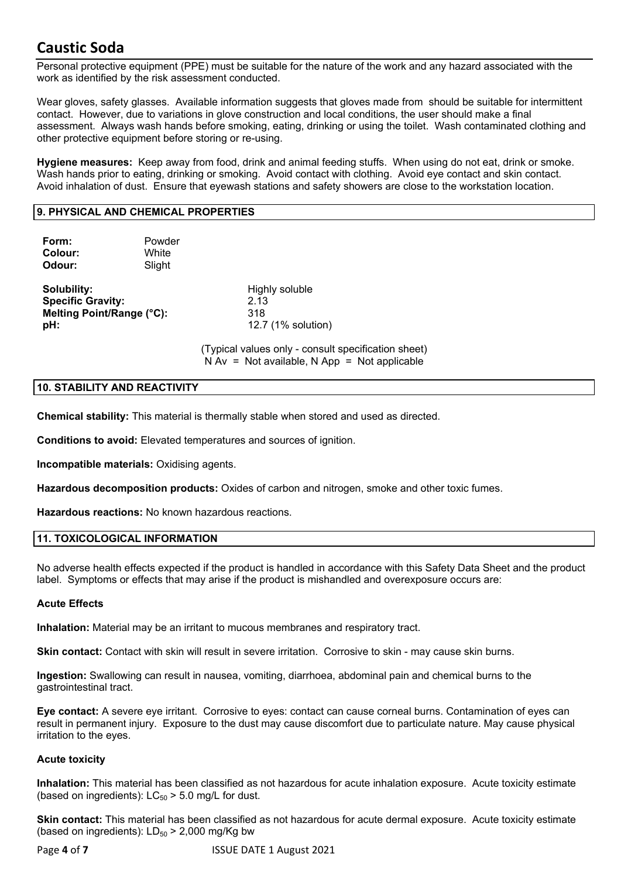Personal protective equipment (PPE) must be suitable for the nature of the work and any hazard associated with the work as identified by the risk assessment conducted.

Wear gloves, safety glasses. Available information suggests that gloves made from should be suitable for intermittent contact. However, due to variations in glove construction and local conditions, the user should make a final assessment. Always wash hands before smoking, eating, drinking or using the toilet. Wash contaminated clothing and other protective equipment before storing or re-using.

**Hygiene measures:** Keep away from food, drink and animal feeding stuffs. When using do not eat, drink or smoke. Wash hands prior to eating, drinking or smoking. Avoid contact with clothing. Avoid eye contact and skin contact. Avoid inhalation of dust. Ensure that eyewash stations and safety showers are close to the workstation location.

## 9. PHYSICAL AND CHEMICAL PROPERTIES

**Form:** Powder
**Colour:** White
**Odour:** Slight

**Solubility:** Highly soluble
**Specific Gravity:** 2.13
**Melting Point/Range (°C):** 318
**pH:** 12.7 (1% solution)

(Typical values only - consult specification sheet)
N Av = Not available, N App = Not applicable

## 10. STABILITY AND REACTIVITY

**Chemical stability:** This material is thermally stable when stored and used as directed.

**Conditions to avoid:** Elevated temperatures and sources of ignition.

**Incompatible materials:** Oxidising agents.

**Hazardous decomposition products:** Oxides of carbon and nitrogen, smoke and other toxic fumes.

**Hazardous reactions:** No known hazardous reactions.

## 11. TOXICOLOGICAL INFORMATION

No adverse health effects expected if the product is handled in accordance with this Safety Data Sheet and the product label. Symptoms or effects that may arise if the product is mishandled and overexposure occurs are:

### Acute Effects

**Inhalation:** Material may be an irritant to mucous membranes and respiratory tract.

**Skin contact:** Contact with skin will result in severe irritation. Corrosive to skin - may cause skin burns.

**Ingestion:** Swallowing can result in nausea, vomiting, diarrhoea, abdominal pain and chemical burns to the gastrointestinal tract.

**Eye contact:** A severe eye irritant. Corrosive to eyes: contact can cause corneal burns. Contamination of eyes can result in permanent injury. Exposure to the dust may cause discomfort due to particulate nature. May cause physical irritation to the eyes.

### Acute toxicity

**Inhalation:** This material has been classified as not hazardous for acute inhalation exposure. Acute toxicity estimate (based on ingredients): $LC_{50}$ > 5.0 mg/L for dust.

**Skin contact:** This material has been classified as not hazardous for acute dermal exposure. Acute toxicity estimate (based on ingredients): $LD_{50}$ > 2,000 mg/Kg bw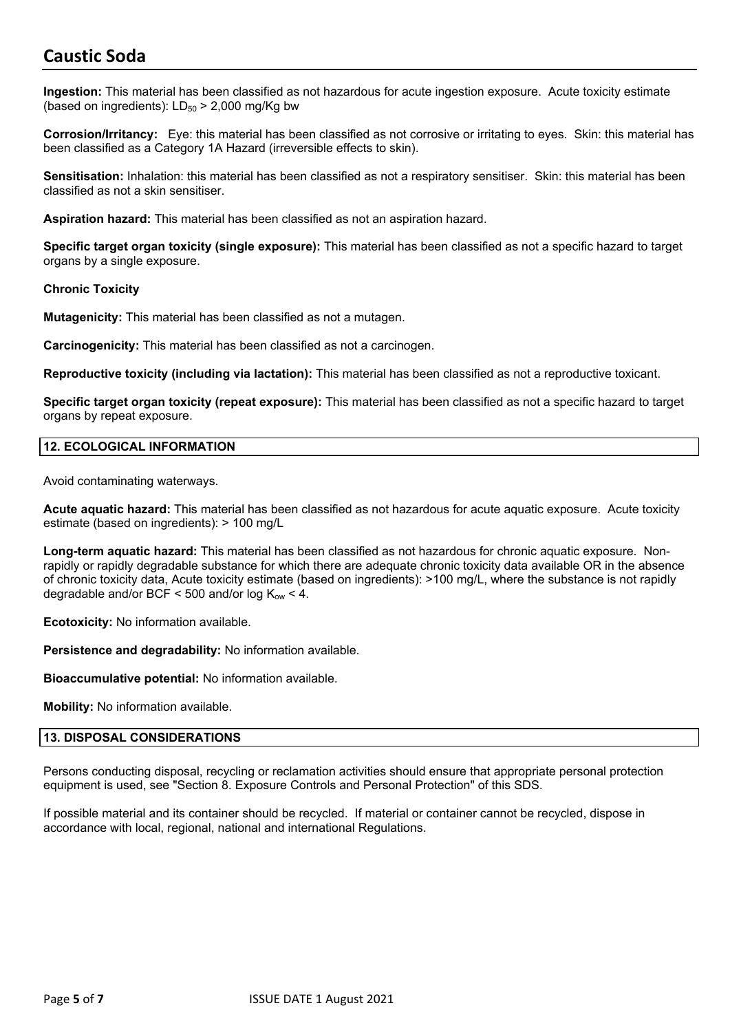**Ingestion:** This material has been classified as not hazardous for acute ingestion exposure. Acute toxicity estimate (based on ingredients): $LD_{50}$ > 2,000 mg/Kg bw

**Corrosion/Irritancy:** Eye: this material has been classified as not corrosive or irritating to eyes. Skin: this material has been classified as a Category 1A Hazard (irreversible effects to skin).

**Sensitisation:** Inhalation: this material has been classified as not a respiratory sensitiser. Skin: this material has been classified as not a skin sensitiser.

**Aspiration hazard:** This material has been classified as not an aspiration hazard.

**Specific target organ toxicity (single exposure):** This material has been classified as not a specific hazard to target organs by a single exposure.

**Chronic Toxicity**

**Mutagenicity:** This material has been classified as not a mutagen.

**Carcinogenicity:** This material has been classified as not a carcinogen.

**Reproductive toxicity (including via lactation):** This material has been classified as not a reproductive toxicant.

**Specific target organ toxicity (repeat exposure):** This material has been classified as not a specific hazard to target organs by repeat exposure.

## 12. ECOLOGICAL INFORMATION

Avoid contaminating waterways.

**Acute aquatic hazard:** This material has been classified as not hazardous for acute aquatic exposure. Acute toxicity estimate (based on ingredients): > 100 mg/L

**Long-term aquatic hazard:** This material has been classified as not hazardous for chronic aquatic exposure. Non-rapidly or rapidly degradable substance for which there are adequate chronic toxicity data available OR in the absence of chronic toxicity data, Acute toxicity estimate (based on ingredients): >100 mg/L, where the substance is not rapidly degradable and/or BCF < 500 and/or log $K_{ow}$ < 4.

**Ecotoxicity:** No information available.

**Persistence and degradability:** No information available.

**Bioaccumulative potential:** No information available.

**Mobility:** No information available.

## 13. DISPOSAL CONSIDERATIONS

Persons conducting disposal, recycling or reclamation activities should ensure that appropriate personal protection equipment is used, see "Section 8. Exposure Controls and Personal Protection" of this SDS.

If possible material and its container should be recycled. If material or container cannot be recycled, dispose in accordance with local, regional, national and international Regulations.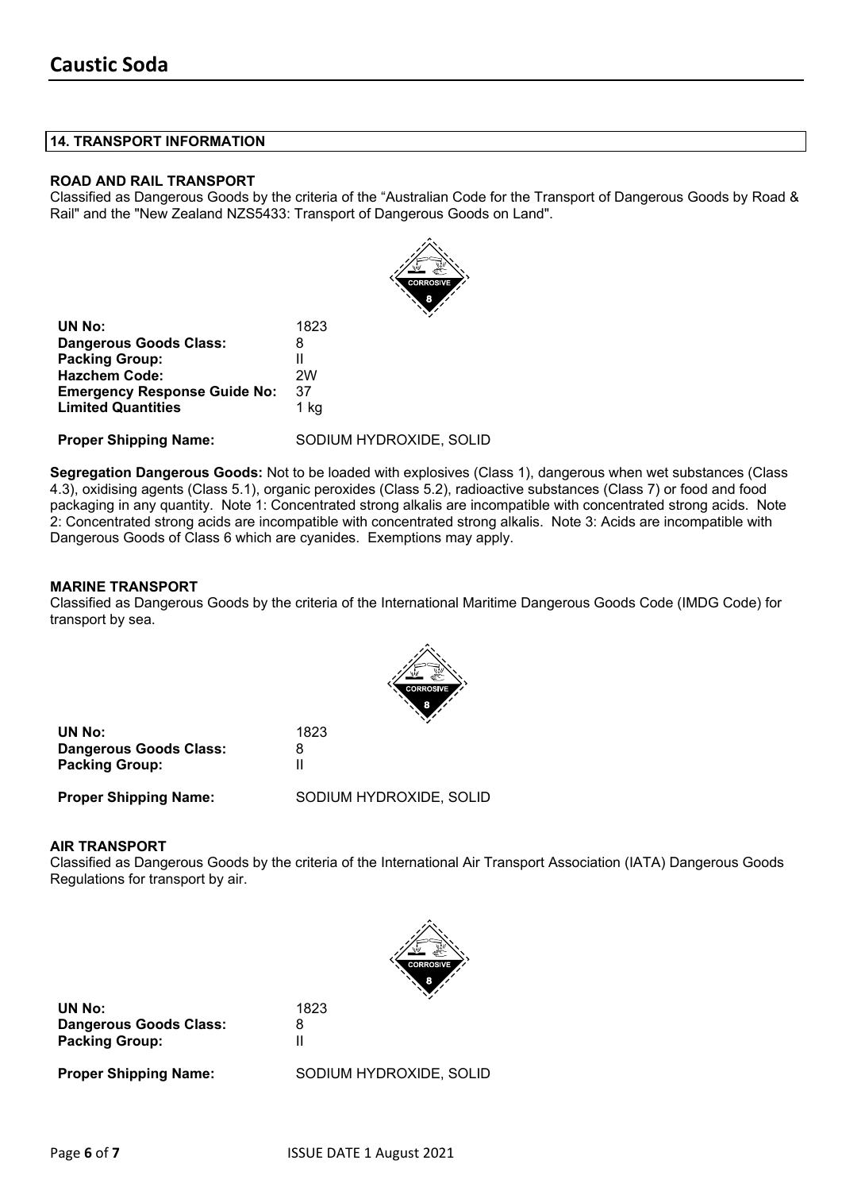## 14. TRANSPORT INFORMATION

### ROAD AND RAIL TRANSPORT

Classified as Dangerous Goods by the criteria of the "Australian Code for the Transport of Dangerous Goods by Road & Rail" and the "New Zealand NZS5433: Transport of Dangerous Goods on Land".

| | |
|---|---|
| **UN No:** | 1823 |
| **Dangerous Goods Class:** | 8 |
| **Packing Group:** | II |
| **Hazchem Code:** | 2W |
| **Emergency Response Guide No:** | 37 |
| **Limited Quantities** | 1 kg |
| **Proper Shipping Name:** | SODIUM HYDROXIDE, SOLID |

**Segregation Dangerous Goods:** Not to be loaded with explosives (Class 1), dangerous when wet substances (Class 4.3), oxidising agents (Class 5.1), organic peroxides (Class 5.2), radioactive substances (Class 7) or food and food packaging in any quantity. Note 1: Concentrated strong alkalis are incompatible with concentrated strong acids. Note 2: Concentrated strong acids are incompatible with concentrated strong alkalis. Note 3: Acids are incompatible with Dangerous Goods of Class 6 which are cyanides. Exemptions may apply.

### MARINE TRANSPORT

Classified as Dangerous Goods by the criteria of the International Maritime Dangerous Goods Code (IMDG Code) for transport by sea.

| | |
|---|---|
| **UN No:** | 1823 |
| **Dangerous Goods Class:** | 8 |
| **Packing Group:** | II |
| **Proper Shipping Name:** | SODIUM HYDROXIDE, SOLID |

### AIR TRANSPORT

Classified as Dangerous Goods by the criteria of the International Air Transport Association (IATA) Dangerous Goods Regulations for transport by air.

| | |
|---|---|
| **UN No:** | 1823 |
| **Dangerous Goods Class:** | 8 |
| **Packing Group:** | II |
| **Proper Shipping Name:** | SODIUM HYDROXIDE, SOLID |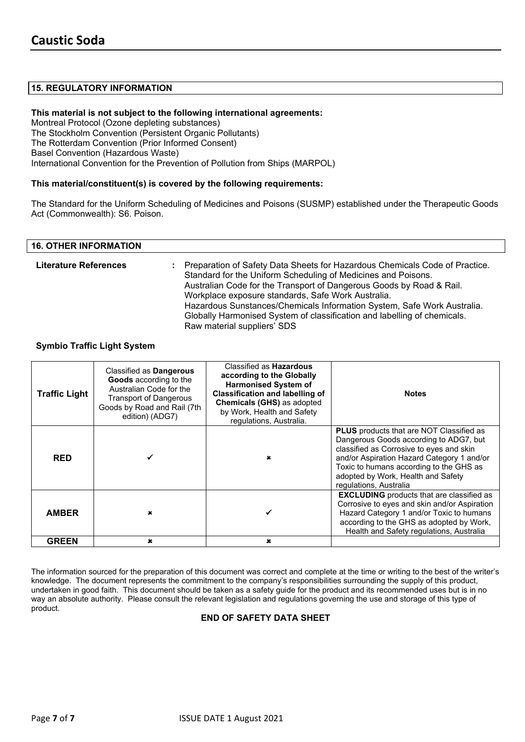# Caustic Soda

## 15. REGULATORY INFORMATION

**This material is not subject to the following international agreements:**
Montreal Protocol (Ozone depleting substances)
The Stockholm Convention (Persistent Organic Pollutants)
The Rotterdam Convention (Prior Informed Consent)
Basel Convention (Hazardous Waste)
International Convention for the Prevention of Pollution from Ships (MARPOL)

**This material/constituent(s) is covered by the following requirements:**

The Standard for the Uniform Scheduling of Medicines and Poisons (SUSMP) established under the Therapeutic Goods Act (Commonwealth): S6. Poison.

## 16. OTHER INFORMATION

**Literature References** : Preparation of Safety Data Sheets for Hazardous Chemicals Code of Practice.
Standard for the Uniform Scheduling of Medicines and Poisons.
Australian Code for the Transport of Dangerous Goods by Road & Rail.
Workplace exposure standards, Safe Work Australia.
Hazardous Sunstances/Chemicals Information System, Safe Work Australia.
Globally Harmonised System of classification and labelling of chemicals.
Raw material suppliers' SDS

**Symbio Traffic Light System**

| Traffic Light | Classified as **Dangerous Goods** according to the Australian Code for the Transport of Dangerous Goods by Road and Rail (7th edition) (ADG7) | Classified as **Hazardous according to the Globally Harmonised System of Classification and labelling of Chemicals (GHS)** as adopted by Work, Health and Safety regulations, Australia. | Notes |
|---|---|---|---|
| **RED** | ✓ | ✗ | **PLUS** products that are NOT Classified as Dangerous Goods according to ADG7, but classified as Corrosive to eyes and skin and/or Aspiration Hazard Category 1 and/or Toxic to humans according to the GHS as adopted by Work, Health and Safety regulations, Australia |
| **AMBER** | ✗ | ✓ | **EXCLUDING** products that are classified as Corrosive to eyes and skin and/or Aspiration Hazard Category 1 and/or Toxic to humans according to the GHS as adopted by Work, Health and Safety regulations, Australia |
| **GREEN** | ✗ | ✗ | |

The information sourced for the preparation of this document was correct and complete at the time or writing to the best of the writer's knowledge. The document represents the commitment to the company's responsibilities surrounding the supply of this product, undertaken in good faith. This document should be taken as a safety guide for the product and its recommended uses but is in no way an absolute authority. Please consult the relevant legislation and regulations governing the use and storage of this type of product.

**END OF SAFETY DATA SHEET**

ISSUE DATE 1 August 2021